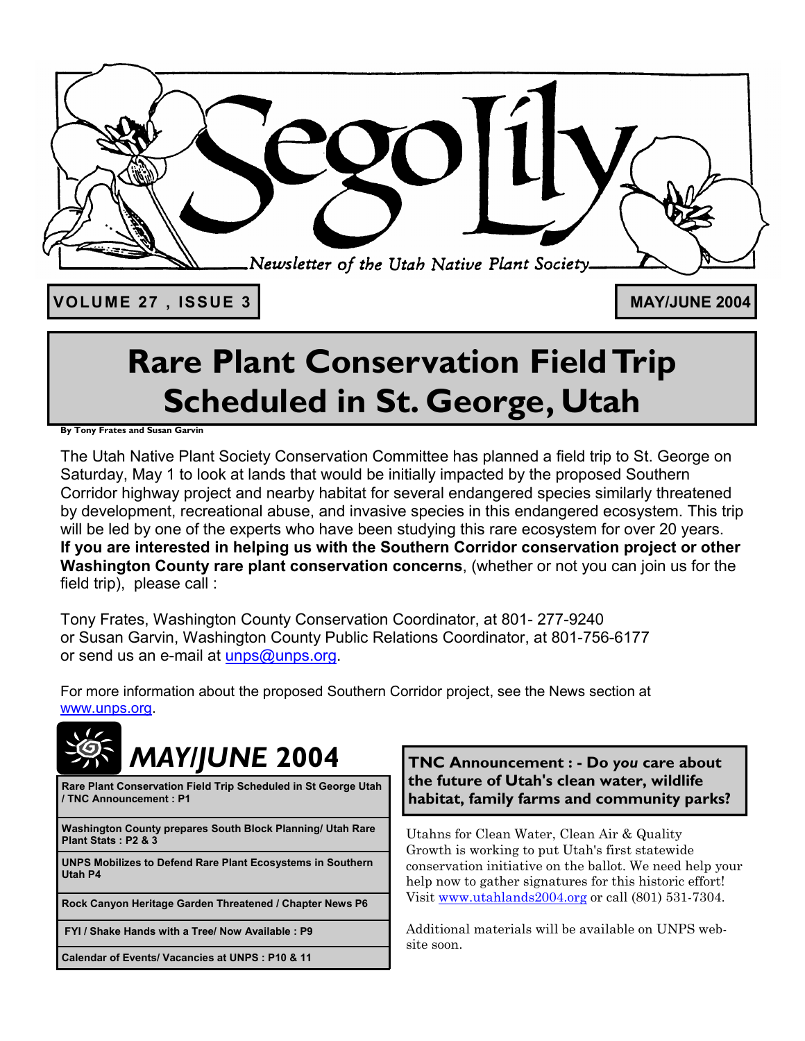# Sego Lily

*Newsletter of the Utah Native Plant Society*

**VOLUME 27 , ISSUE 3** **MAY/JUNE 2004**

# Rare Plant Conservation Field Trip Scheduled in St. George, Utah

**By Tony Frates and Susan Garvin**

The Utah Native Plant Society Conservation Committee has planned a field trip to St. George on Saturday, May 1 to look at lands that would be initially impacted by the proposed Southern Corridor highway project and nearby habitat for several endangered species similarly threatened by development, recreational abuse, and invasive species in this endangered ecosystem. This trip will be led by one of the experts who have been studying this rare ecosystem for over 20 years. **If you are interested in helping us with the Southern Corridor conservation project or other Washington County rare plant conservation concerns**, (whether or not you can join us for the field trip), please call :

Tony Frates, Washington County Conservation Coordinator, at 801- 277-9240
or Susan Garvin, Washington County Public Relations Coordinator, at 801-756-6177
or send us an e-mail at unps@unps.org.

For more information about the proposed Southern Corridor project, see the News section at www.unps.org.

## *MAY/JUNE* 2004

| |
|---|
| Rare Plant Conservation Field Trip Scheduled in St George Utah / TNC Announcement : P1 |
| Washington County prepares South Block Planning/ Utah Rare Plant Stats : P2 & 3 |
| UNPS Mobilizes to Defend Rare Plant Ecosystems in Southern Utah P4 |
| Rock Canyon Heritage Garden Threatened / Chapter News P6 |
| FYI / Shake Hands with a Tree/ Now Available : P9 |
| Calendar of Events/ Vacancies at UNPS : P10 & 11 |

## TNC Announcement : - Do *you* care about the future of Utah's clean water, wildlife habitat, family farms and community parks?

Utahns for Clean Water, Clean Air & Quality Growth is working to put Utah's first statewide conservation initiative on the ballot. We need help your help now to gather signatures for this historic effort! Visit www.utahlands2004.org or call (801) 531-7304.

Additional materials will be available on UNPS web-site soon.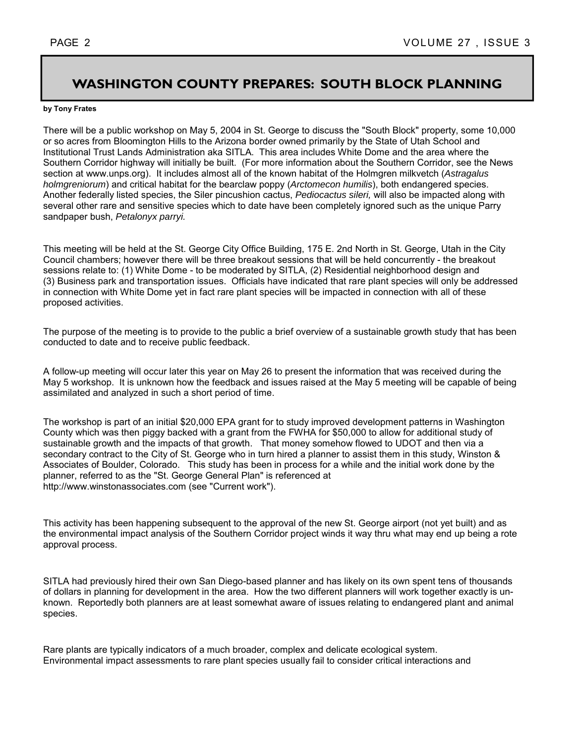# WASHINGTON COUNTY PREPARES: SOUTH BLOCK PLANNING

**by Tony Frates**

There will be a public workshop on May 5, 2004 in St. George to discuss the "South Block" property, some 10,000 or so acres from Bloomington Hills to the Arizona border owned primarily by the State of Utah School and Institutional Trust Lands Administration aka SITLA. This area includes White Dome and the area where the Southern Corridor highway will initially be built. (For more information about the Southern Corridor, see the News section at www.unps.org). It includes almost all of the known habitat of the Holmgren milkvetch (*Astragalus holmgreniorum*) and critical habitat for the bearclaw poppy (*Arctomecon humilis*), both endangered species. Another federally listed species, the Siler pincushion cactus, *Pediocactus sileri,* will also be impacted along with several other rare and sensitive species which to date have been completely ignored such as the unique Parry sandpaper bush, *Petalonyx parryi.*

This meeting will be held at the St. George City Office Building, 175 E. 2nd North in St. George, Utah in the City Council chambers; however there will be three breakout sessions that will be held concurrently - the breakout sessions relate to: (1) White Dome - to be moderated by SITLA, (2) Residential neighborhood design and (3) Business park and transportation issues. Officials have indicated that rare plant species will only be addressed in connection with White Dome yet in fact rare plant species will be impacted in connection with all of these proposed activities.

The purpose of the meeting is to provide to the public a brief overview of a sustainable growth study that has been conducted to date and to receive public feedback.

A follow-up meeting will occur later this year on May 26 to present the information that was received during the May 5 workshop. It is unknown how the feedback and issues raised at the May 5 meeting will be capable of being assimilated and analyzed in such a short period of time.

The workshop is part of an initial $20,000 EPA grant for to study improved development patterns in Washington County which was then piggy backed with a grant from the FWHA for $50,000 to allow for additional study of sustainable growth and the impacts of that growth. That money somehow flowed to UDOT and then via a secondary contract to the City of St. George who in turn hired a planner to assist them in this study, Winston & Associates of Boulder, Colorado. This study has been in process for a while and the initial work done by the planner, referred to as the "St. George General Plan" is referenced at http://www.winstonassociates.com (see "Current work").

This activity has been happening subsequent to the approval of the new St. George airport (not yet built) and as the environmental impact analysis of the Southern Corridor project winds it way thru what may end up being a rote approval process.

SITLA had previously hired their own San Diego-based planner and has likely on its own spent tens of thousands of dollars in planning for development in the area. How the two different planners will work together exactly is unknown. Reportedly both planners are at least somewhat aware of issues relating to endangered plant and animal species.

Rare plants are typically indicators of a much broader, complex and delicate ecological system. Environmental impact assessments to rare plant species usually fail to consider critical interactions and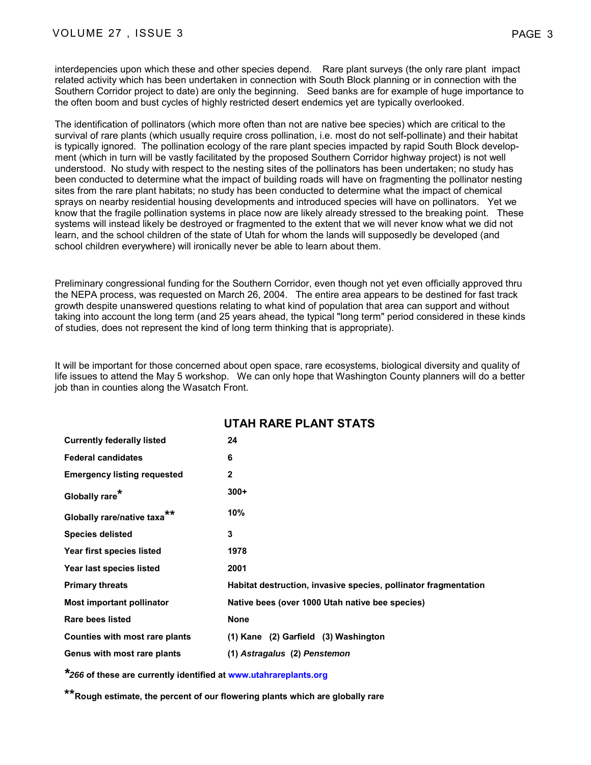interdepencies upon which these and other species depend. Rare plant surveys (the only rare plant impact related activity which has been undertaken in connection with South Block planning or in connection with the Southern Corridor project to date) are only the beginning. Seed banks are for example of huge importance to the often boom and bust cycles of highly restricted desert endemics yet are typically overlooked.

The identification of pollinators (which more often than not are native bee species) which are critical to the survival of rare plants (which usually require cross pollination, i.e. most do not self-pollinate) and their habitat is typically ignored. The pollination ecology of the rare plant species impacted by rapid South Block development (which in turn will be vastly facilitated by the proposed Southern Corridor highway project) is not well understood. No study with respect to the nesting sites of the pollinators has been undertaken; no study has been conducted to determine what the impact of building roads will have on fragmenting the pollinator nesting sites from the rare plant habitats; no study has been conducted to determine what the impact of chemical sprays on nearby residential housing developments and introduced species will have on pollinators. Yet we know that the fragile pollination systems in place now are likely already stressed to the breaking point. These systems will instead likely be destroyed or fragmented to the extent that we will never know what we did not learn, and the school children of the state of Utah for whom the lands will supposedly be developed (and school children everywhere) will ironically never be able to learn about them.

Preliminary congressional funding for the Southern Corridor, even though not yet even officially approved thru the NEPA process, was requested on March 26, 2004. The entire area appears to be destined for fast track growth despite unanswered questions relating to what kind of population that area can support and without taking into account the long term (and 25 years ahead, the typical "long term" period considered in these kinds of studies, does not represent the kind of long term thinking that is appropriate).

It will be important for those concerned about open space, rare ecosystems, biological diversity and quality of life issues to attend the May 5 workshop. We can only hope that Washington County planners will do a better job than in counties along the Wasatch Front.

## UTAH RARE PLANT STATS

| | |
|---|---|
| **Currently federally listed** | **24** |
| **Federal candidates** | **6** |
| **Emergency listing requested** | **2** |
| **Globally rare*** | **300+** |
| **Globally rare/native taxa**** | **10%** |
| **Species delisted** | **3** |
| **Year first species listed** | **1978** |
| **Year last species listed** | **2001** |
| **Primary threats** | **Habitat destruction, invasive species, pollinator fragmentation** |
| **Most important pollinator** | **Native bees (over 1000 Utah native bee species)** |
| **Rare bees listed** | **None** |
| **Counties with most rare plants** | **(1) Kane (2) Garfield (3) Washington** |
| **Genus with most rare plants** | **(1) *Astragalus* (2) *Penstemon*** |

***266** **of these are currently identified at www.utahrareplants.org**

****Rough estimate, the percent of our flowering plants which are globally rare**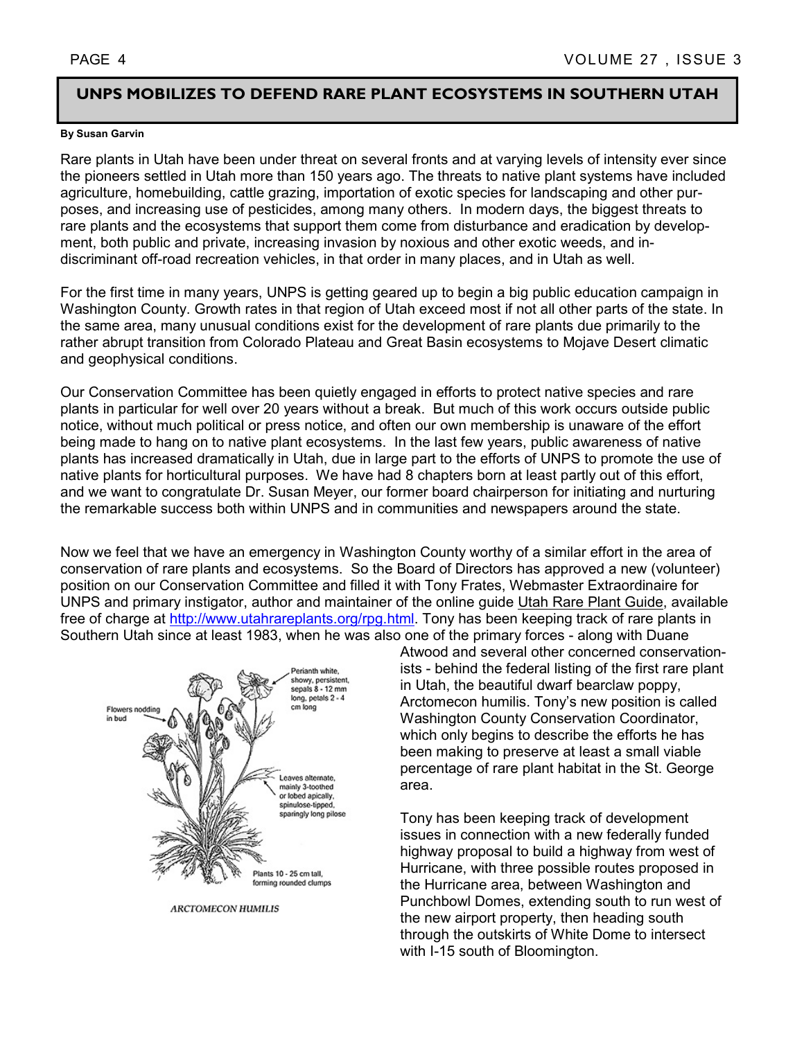## UNPS MOBILIZES TO DEFEND RARE PLANT ECOSYSTEMS IN SOUTHERN UTAH

**By Susan Garvin**

Rare plants in Utah have been under threat on several fronts and at varying levels of intensity ever since the pioneers settled in Utah more than 150 years ago. The threats to native plant systems have included agriculture, homebuilding, cattle grazing, importation of exotic species for landscaping and other purposes, and increasing use of pesticides, among many others. In modern days, the biggest threats to rare plants and the ecosystems that support them come from disturbance and eradication by development, both public and private, increasing invasion by noxious and other exotic weeds, and indiscriminant off-road recreation vehicles, in that order in many places, and in Utah as well.

For the first time in many years, UNPS is getting geared up to begin a big public education campaign in Washington County. Growth rates in that region of Utah exceed most if not all other parts of the state. In the same area, many unusual conditions exist for the development of rare plants due primarily to the rather abrupt transition from Colorado Plateau and Great Basin ecosystems to Mojave Desert climatic and geophysical conditions.

Our Conservation Committee has been quietly engaged in efforts to protect native species and rare plants in particular for well over 20 years without a break. But much of this work occurs outside public notice, without much political or press notice, and often our own membership is unaware of the effort being made to hang on to native plant ecosystems. In the last few years, public awareness of native plants has increased dramatically in Utah, due in large part to the efforts of UNPS to promote the use of native plants for horticultural purposes. We have had 8 chapters born at least partly out of this effort, and we want to congratulate Dr. Susan Meyer, our former board chairperson for initiating and nurturing the remarkable success both within UNPS and in communities and newspapers around the state.

Now we feel that we have an emergency in Washington County worthy of a similar effort in the area of conservation of rare plants and ecosystems. So the Board of Directors has approved a new (volunteer) position on our Conservation Committee and filled it with Tony Frates, Webmaster Extraordinaire for UNPS and primary instigator, author and maintainer of the online guide Utah Rare Plant Guide, available free of charge at http://www.utahrareplants.org/rpg.html. Tony has been keeping track of rare plants in Southern Utah since at least 1983, when he was also one of the primary forces - along with Duane Atwood and several other concerned conservationists - behind the federal listing of the first rare plant in Utah, the beautiful dwarf bearclaw poppy, Arctomecon humilis. Tony's new position is called Washington County Conservation Coordinator, which only begins to describe the efforts he has been making to preserve at least a small viable percentage of rare plant habitat in the St. George area.

Flowers nodding in bud

Perianth white, showy, persistent, sepals 8 - 12 mm long, petals 2 - 4 cm long

Leaves alternate, mainly 3-toothed or lobed apically, spinulose-tipped, sparingly long pilose

Plants 10 - 25 cm tall, forming rounded clumps

*ARCTOMECON HUMILIS*

Tony has been keeping track of development issues in connection with a new federally funded highway proposal to build a highway from west of Hurricane, with three possible routes proposed in the Hurricane area, between Washington and Punchbowl Domes, extending south to run west of the new airport property, then heading south through the outskirts of White Dome to intersect with I-15 south of Bloomington.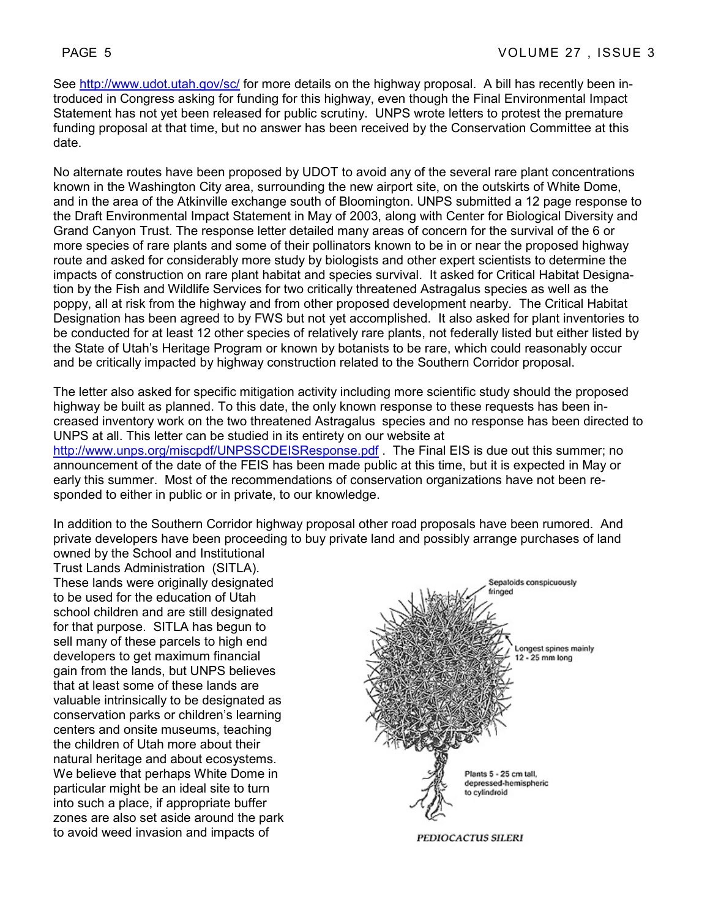See http://www.udot.utah.gov/sc/ for more details on the highway proposal. A bill has recently been introduced in Congress asking for funding for this highway, even though the Final Environmental Impact Statement has not yet been released for public scrutiny. UNPS wrote letters to protest the premature funding proposal at that time, but no answer has been received by the Conservation Committee at this date.

No alternate routes have been proposed by UDOT to avoid any of the several rare plant concentrations known in the Washington City area, surrounding the new airport site, on the outskirts of White Dome, and in the area of the Atkinville exchange south of Bloomington. UNPS submitted a 12 page response to the Draft Environmental Impact Statement in May of 2003, along with Center for Biological Diversity and Grand Canyon Trust. The response letter detailed many areas of concern for the survival of the 6 or more species of rare plants and some of their pollinators known to be in or near the proposed highway route and asked for considerably more study by biologists and other expert scientists to determine the impacts of construction on rare plant habitat and species survival. It asked for Critical Habitat Designation by the Fish and Wildlife Services for two critically threatened Astragalus species as well as the poppy, all at risk from the highway and from other proposed development nearby. The Critical Habitat Designation has been agreed to by FWS but not yet accomplished. It also asked for plant inventories to be conducted for at least 12 other species of relatively rare plants, not federally listed but either listed by the State of Utah's Heritage Program or known by botanists to be rare, which could reasonably occur and be critically impacted by highway construction related to the Southern Corridor proposal.

The letter also asked for specific mitigation activity including more scientific study should the proposed highway be built as planned. To this date, the only known response to these requests has been increased inventory work on the two threatened Astragalus species and no response has been directed to UNPS at all. This letter can be studied in its entirety on our website at http://www.unps.org/miscpdf/UNPSSCDEISResponse.pdf . The Final EIS is due out this summer; no announcement of the date of the FEIS has been made public at this time, but it is expected in May or early this summer. Most of the recommendations of conservation organizations have not been responded to either in public or in private, to our knowledge.

In addition to the Southern Corridor highway proposal other road proposals have been rumored. And private developers have been proceeding to buy private land and possibly arrange purchases of land owned by the School and Institutional Trust Lands Administration (SITLA). These lands were originally designated to be used for the education of Utah school children and are still designated for that purpose. SITLA has begun to sell many of these parcels to high end developers to get maximum financial gain from the lands, but UNPS believes that at least some of these lands are valuable intrinsically to be designated as conservation parks or children's learning centers and onsite museums, teaching the children of Utah more about their natural heritage and about ecosystems. We believe that perhaps White Dome in particular might be an ideal site to turn into such a place, if appropriate buffer zones are also set aside around the park to avoid weed invasion and impacts of

Sepaloids conspicuously fringed

Longest spines mainly 12 - 25 mm long

Plants 5 - 25 cm tall, depressed-hemispheric to cylindroid

*PEDIOCACTUS SILERI*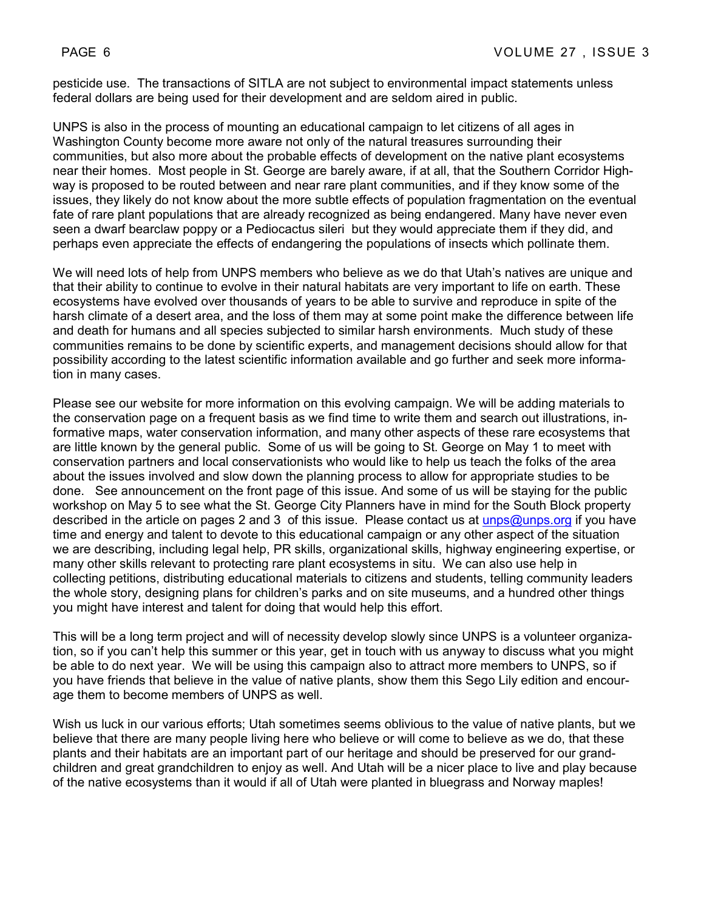pesticide use. The transactions of SITLA are not subject to environmental impact statements unless federal dollars are being used for their development and are seldom aired in public.

UNPS is also in the process of mounting an educational campaign to let citizens of all ages in Washington County become more aware not only of the natural treasures surrounding their communities, but also more about the probable effects of development on the native plant ecosystems near their homes. Most people in St. George are barely aware, if at all, that the Southern Corridor Highway is proposed to be routed between and near rare plant communities, and if they know some of the issues, they likely do not know about the more subtle effects of population fragmentation on the eventual fate of rare plant populations that are already recognized as being endangered. Many have never even seen a dwarf bearclaw poppy or a Pediocactus sileri but they would appreciate them if they did, and perhaps even appreciate the effects of endangering the populations of insects which pollinate them.

We will need lots of help from UNPS members who believe as we do that Utah's natives are unique and that their ability to continue to evolve in their natural habitats are very important to life on earth. These ecosystems have evolved over thousands of years to be able to survive and reproduce in spite of the harsh climate of a desert area, and the loss of them may at some point make the difference between life and death for humans and all species subjected to similar harsh environments. Much study of these communities remains to be done by scientific experts, and management decisions should allow for that possibility according to the latest scientific information available and go further and seek more information in many cases.

Please see our website for more information on this evolving campaign. We will be adding materials to the conservation page on a frequent basis as we find time to write them and search out illustrations, informative maps, water conservation information, and many other aspects of these rare ecosystems that are little known by the general public. Some of us will be going to St. George on May 1 to meet with conservation partners and local conservationists who would like to help us teach the folks of the area about the issues involved and slow down the planning process to allow for appropriate studies to be done. See announcement on the front page of this issue. And some of us will be staying for the public workshop on May 5 to see what the St. George City Planners have in mind for the South Block property described in the article on pages 2 and 3 of this issue. Please contact us at unps@unps.org if you have time and energy and talent to devote to this educational campaign or any other aspect of the situation we are describing, including legal help, PR skills, organizational skills, highway engineering expertise, or many other skills relevant to protecting rare plant ecosystems in situ. We can also use help in collecting petitions, distributing educational materials to citizens and students, telling community leaders the whole story, designing plans for children's parks and on site museums, and a hundred other things you might have interest and talent for doing that would help this effort.

This will be a long term project and will of necessity develop slowly since UNPS is a volunteer organization, so if you can't help this summer or this year, get in touch with us anyway to discuss what you might be able to do next year. We will be using this campaign also to attract more members to UNPS, so if you have friends that believe in the value of native plants, show them this Sego Lily edition and encourage them to become members of UNPS as well.

Wish us luck in our various efforts; Utah sometimes seems oblivious to the value of native plants, but we believe that there are many people living here who believe or will come to believe as we do, that these plants and their habitats are an important part of our heritage and should be preserved for our grandchildren and great grandchildren to enjoy as well. And Utah will be a nicer place to live and play because of the native ecosystems than it would if all of Utah were planted in bluegrass and Norway maples!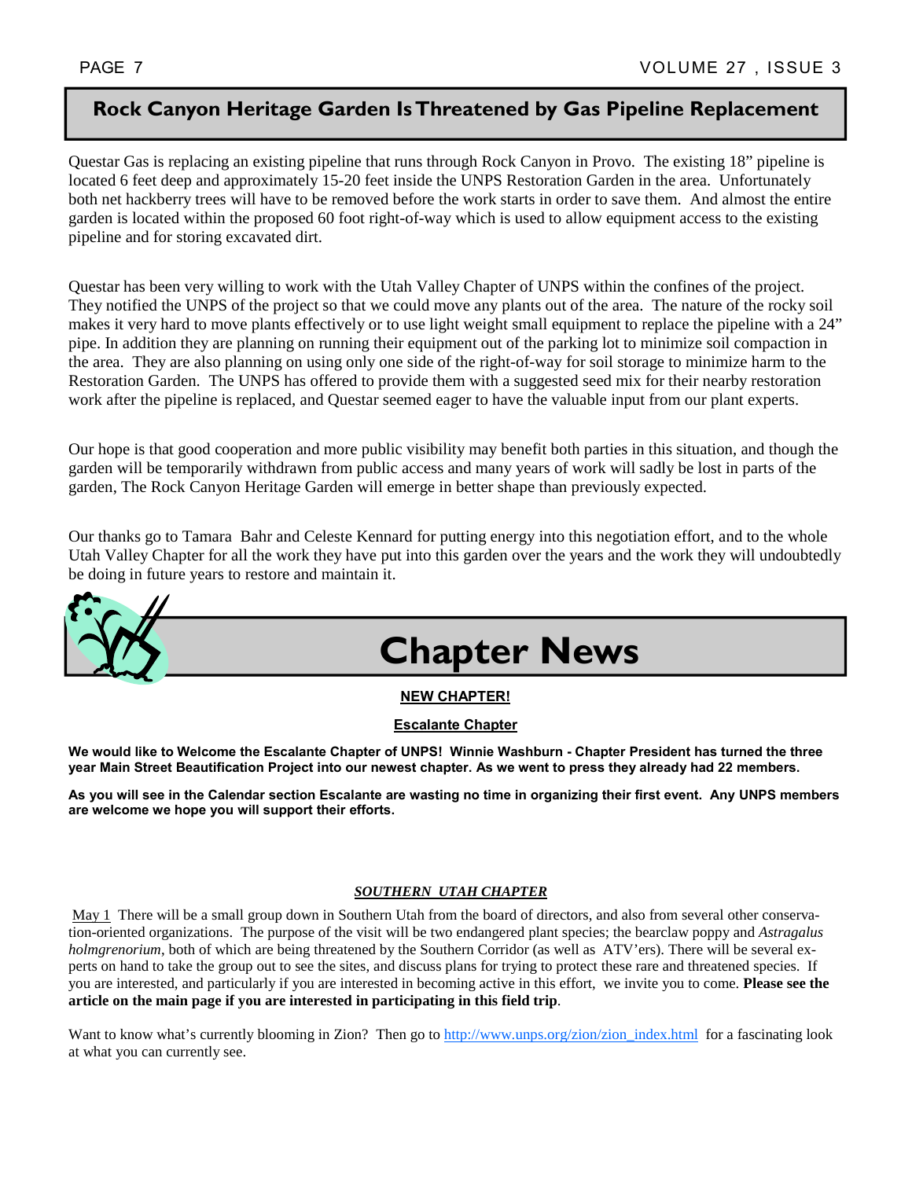## Rock Canyon Heritage Garden Is Threatened by Gas Pipeline Replacement

Questar Gas is replacing an existing pipeline that runs through Rock Canyon in Provo. The existing 18" pipeline is located 6 feet deep and approximately 15-20 feet inside the UNPS Restoration Garden in the area. Unfortunately both net hackberry trees will have to be removed before the work starts in order to save them. And almost the entire garden is located within the proposed 60 foot right-of-way which is used to allow equipment access to the existing pipeline and for storing excavated dirt.

Questar has been very willing to work with the Utah Valley Chapter of UNPS within the confines of the project. They notified the UNPS of the project so that we could move any plants out of the area. The nature of the rocky soil makes it very hard to move plants effectively or to use light weight small equipment to replace the pipeline with a 24" pipe. In addition they are planning on running their equipment out of the parking lot to minimize soil compaction in the area. They are also planning on using only one side of the right-of-way for soil storage to minimize harm to the Restoration Garden. The UNPS has offered to provide them with a suggested seed mix for their nearby restoration work after the pipeline is replaced, and Questar seemed eager to have the valuable input from our plant experts.

Our hope is that good cooperation and more public visibility may benefit both parties in this situation, and though the garden will be temporarily withdrawn from public access and many years of work will sadly be lost in parts of the garden, The Rock Canyon Heritage Garden will emerge in better shape than previously expected.

Our thanks go to Tamara Bahr and Celeste Kennard for putting energy into this negotiation effort, and to the whole Utah Valley Chapter for all the work they have put into this garden over the years and the work they will undoubtedly be doing in future years to restore and maintain it.

# Chapter News

### NEW CHAPTER!

### Escalante Chapter

**We would like to Welcome the Escalante Chapter of UNPS! Winnie Washburn - Chapter President has turned the three year Main Street Beautification Project into our newest chapter. As we went to press they already had 22 members.**

**As you will see in the Calendar section Escalante are wasting no time in organizing their first event. Any UNPS members are welcome we hope you will support their efforts.**

### *SOUTHERN UTAH CHAPTER*

May 1 There will be a small group down in Southern Utah from the board of directors, and also from several other conservation-oriented organizations. The purpose of the visit will be two endangered plant species; the bearclaw poppy and *Astragalus holmgrenorium*, both of which are being threatened by the Southern Corridor (as well as ATV'ers). There will be several experts on hand to take the group out to see the sites, and discuss plans for trying to protect these rare and threatened species. If you are interested, and particularly if you are interested in becoming active in this effort, we invite you to come. **Please see the article on the main page if you are interested in participating in this field trip**.

Want to know what's currently blooming in Zion? Then go to http://www.unps.org/zion/zion_index.html for a fascinating look at what you can currently see.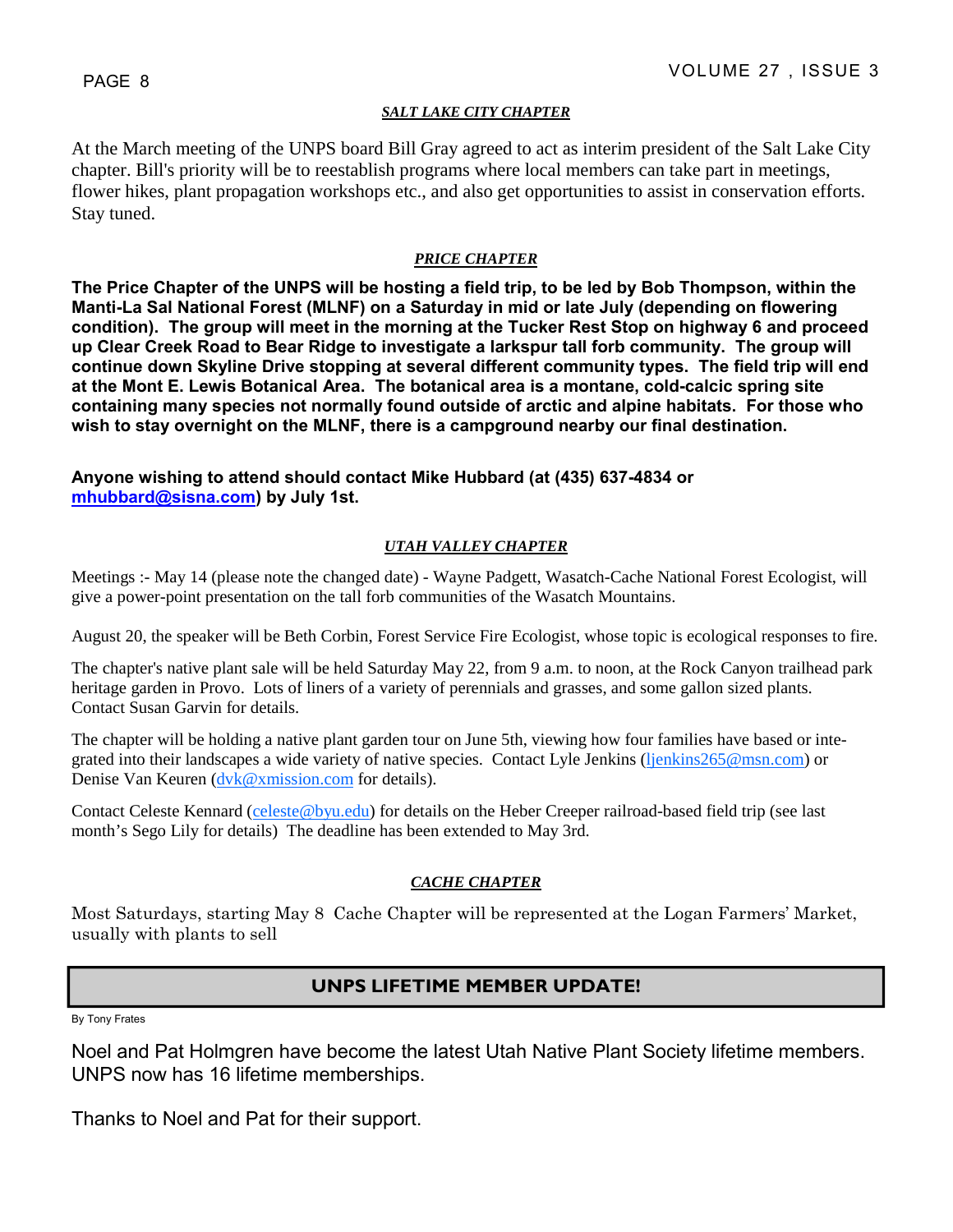## ***SALT LAKE CITY CHAPTER***

At the March meeting of the UNPS board Bill Gray agreed to act as interim president of the Salt Lake City chapter. Bill's priority will be to reestablish programs where local members can take part in meetings, flower hikes, plant propagation workshops etc., and also get opportunities to assist in conservation efforts. Stay tuned.

## ***PRICE CHAPTER***

**The Price Chapter of the UNPS will be hosting a field trip, to be led by Bob Thompson, within the Manti-La Sal National Forest (MLNF) on a Saturday in mid or late July (depending on flowering condition). The group will meet in the morning at the Tucker Rest Stop on highway 6 and proceed up Clear Creek Road to Bear Ridge to investigate a larkspur tall forb community. The group will continue down Skyline Drive stopping at several different community types. The field trip will end at the Mont E. Lewis Botanical Area. The botanical area is a montane, cold-calcic spring site containing many species not normally found outside of arctic and alpine habitats. For those who wish to stay overnight on the MLNF, there is a campground nearby our final destination.**

**Anyone wishing to attend should contact Mike Hubbard (at (435) 637-4834 or mhubbard@sisna.com) by July 1st.**

## ***UTAH VALLEY CHAPTER***

Meetings :- May 14 (please note the changed date) - Wayne Padgett, Wasatch-Cache National Forest Ecologist, will give a power-point presentation on the tall forb communities of the Wasatch Mountains.

August 20, the speaker will be Beth Corbin, Forest Service Fire Ecologist, whose topic is ecological responses to fire.

The chapter's native plant sale will be held Saturday May 22, from 9 a.m. to noon, at the Rock Canyon trailhead park heritage garden in Provo. Lots of liners of a variety of perennials and grasses, and some gallon sized plants. Contact Susan Garvin for details.

The chapter will be holding a native plant garden tour on June 5th, viewing how four families have based or integrated into their landscapes a wide variety of native species. Contact Lyle Jenkins (ljenkins265@msn.com) or Denise Van Keuren (dvk@xmission.com for details).

Contact Celeste Kennard (celeste@byu.edu) for details on the Heber Creeper railroad-based field trip (see last month's Sego Lily for details) The deadline has been extended to May 3rd.

## ***CACHE CHAPTER***

Most Saturdays, starting May 8 Cache Chapter will be represented at the Logan Farmers' Market, usually with plants to sell

## UNPS LIFETIME MEMBER UPDATE!

By Tony Frates

Noel and Pat Holmgren have become the latest Utah Native Plant Society lifetime members. UNPS now has 16 lifetime memberships.

Thanks to Noel and Pat for their support.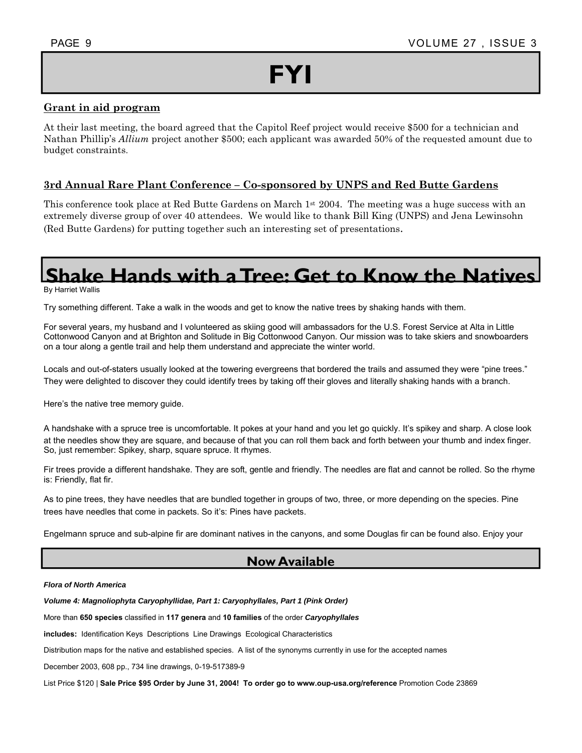# FYI

## Grant in aid program

At their last meeting, the board agreed that the Capitol Reef project would receive $500 for a technician and Nathan Phillip's *Allium* project another $500; each applicant was awarded 50% of the requested amount due to budget constraints.

## 3rd Annual Rare Plant Conference – Co-sponsored by UNPS and Red Butte Gardens

This conference took place at Red Butte Gardens on March 1st 2004. The meeting was a huge success with an extremely diverse group of over 40 attendees. We would like to thank Bill King (UNPS) and Jena Lewinsohn (Red Butte Gardens) for putting together such an interesting set of presentations.

# Shake Hands with a Tree: Get to Know the Natives

By Harriet Wallis

Try something different. Take a walk in the woods and get to know the native trees by shaking hands with them.

For several years, my husband and I volunteered as skiing good will ambassadors for the U.S. Forest Service at Alta in Little Cottonwood Canyon and at Brighton and Solitude in Big Cottonwood Canyon. Our mission was to take skiers and snowboarders on a tour along a gentle trail and help them understand and appreciate the winter world.

Locals and out-of-staters usually looked at the towering evergreens that bordered the trails and assumed they were "pine trees." They were delighted to discover they could identify trees by taking off their gloves and literally shaking hands with a branch.

Here's the native tree memory guide.

A handshake with a spruce tree is uncomfortable. It pokes at your hand and you let go quickly. It's spikey and sharp. A close look at the needles show they are square, and because of that you can roll them back and forth between your thumb and index finger. So, just remember: Spikey, sharp, square spruce. It rhymes.

Fir trees provide a different handshake. They are soft, gentle and friendly. The needles are flat and cannot be rolled. So the rhyme is: Friendly, flat fir.

As to pine trees, they have needles that are bundled together in groups of two, three, or more depending on the species. Pine trees have needles that come in packets. So it's: Pines have packets.

Engelmann spruce and sub-alpine fir are dominant natives in the canyons, and some Douglas fir can be found also. Enjoy your

## Now Available

***Flora of North America***

***Volume 4: Magnoliophyta Caryophyllidae, Part 1: Caryophyllales, Part 1 (Pink Order)***

More than **650 species** classified in **117 genera** and **10 families** of the order ***Caryophyllales***

**includes:** Identification Keys Descriptions Line Drawings Ecological Characteristics

Distribution maps for the native and established species. A list of the synonyms currently in use for the accepted names

December 2003, 608 pp., 734 line drawings, 0-19-517389-9

List Price $120 | **Sale Price $95 Order by June 31, 2004! To order go to www.oup-usa.org/reference** Promotion Code 23869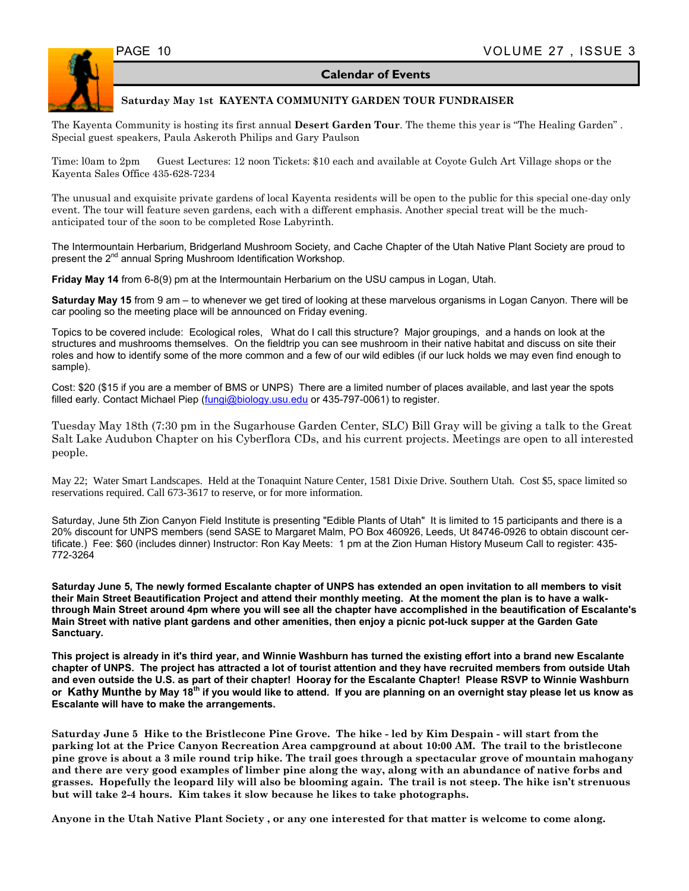## Calendar of Events

**Saturday May 1st KAYENTA COMMUNITY GARDEN TOUR FUNDRAISER**

The Kayenta Community is hosting its first annual **Desert Garden Tour**. The theme this year is "The Healing Garden" . Special guest speakers, Paula Askeroth Philips and Gary Paulson

Time: l0am to 2pm Guest Lectures: 12 noon Tickets: $10 each and available at Coyote Gulch Art Village shops or the Kayenta Sales Office 435-628-7234

The unusual and exquisite private gardens of local Kayenta residents will be open to the public for this special one-day only event. The tour will feature seven gardens, each with a different emphasis. Another special treat will be the much-anticipated tour of the soon to be completed Rose Labyrinth.

The Intermountain Herbarium, Bridgerland Mushroom Society, and Cache Chapter of the Utah Native Plant Society are proud to present the 2nd annual Spring Mushroom Identification Workshop.

**Friday May 14** from 6-8(9) pm at the Intermountain Herbarium on the USU campus in Logan, Utah.

**Saturday May 15** from 9 am – to whenever we get tired of looking at these marvelous organisms in Logan Canyon. There will be car pooling so the meeting place will be announced on Friday evening.

Topics to be covered include: Ecological roles, What do I call this structure? Major groupings, and a hands on look at the structures and mushrooms themselves. On the fieldtrip you can see mushroom in their native habitat and discuss on site their roles and how to identify some of the more common and a few of our wild edibles (if our luck holds we may even find enough to sample).

Cost: $20 ($15 if you are a member of BMS or UNPS) There are a limited number of places available, and last year the spots filled early. Contact Michael Piep (fungi@biology.usu.edu or 435-797-0061) to register.

Tuesday May 18th (7:30 pm in the Sugarhouse Garden Center, SLC) Bill Gray will be giving a talk to the Great Salt Lake Audubon Chapter on his Cyberflora CDs, and his current projects. Meetings are open to all interested people.

May 22; Water Smart Landscapes. Held at the Tonaquint Nature Center, 1581 Dixie Drive. Southern Utah. Cost $5, space limited so reservations required. Call 673-3617 to reserve, or for more information.

Saturday, June 5th Zion Canyon Field Institute is presenting "Edible Plants of Utah" It is limited to 15 participants and there is a 20% discount for UNPS members (send SASE to Margaret Malm, PO Box 460926, Leeds, Ut 84746-0926 to obtain discount certificate.) Fee: $60 (includes dinner) Instructor: Ron Kay Meets: 1 pm at the Zion Human History Museum Call to register: 435-772-3264

**Saturday June 5, The newly formed Escalante chapter of UNPS has extended an open invitation to all members to visit their Main Street Beautification Project and attend their monthly meeting. At the moment the plan is to have a walk-through Main Street around 4pm where you will see all the chapter have accomplished in the beautification of Escalante's Main Street with native plant gardens and other amenities, then enjoy a picnic pot-luck supper at the Garden Gate Sanctuary.**

**This project is already in it's third year, and Winnie Washburn has turned the existing effort into a brand new Escalante chapter of UNPS. The project has attracted a lot of tourist attention and they have recruited members from outside Utah and even outside the U.S. as part of their chapter! Hooray for the Escalante Chapter! Please RSVP to Winnie Washburn or Kathy Munthe by May 18th if you would like to attend. If you are planning on an overnight stay please let us know as Escalante will have to make the arrangements.**

**Saturday June 5 Hike to the Bristlecone Pine Grove. The hike - led by Kim Despain - will start from the parking lot at the Price Canyon Recreation Area campground at about 10:00 AM. The trail to the bristlecone pine grove is about a 3 mile round trip hike. The trail goes through a spectacular grove of mountain mahogany and there are very good examples of limber pine along the way, along with an abundance of native forbs and grasses. Hopefully the leopard lily will also be blooming again. The trail is not steep. The hike isn't strenuous but will take 2-4 hours. Kim takes it slow because he likes to take photographs.**

**Anyone in the Utah Native Plant Society , or any one interested for that matter is welcome to come along.**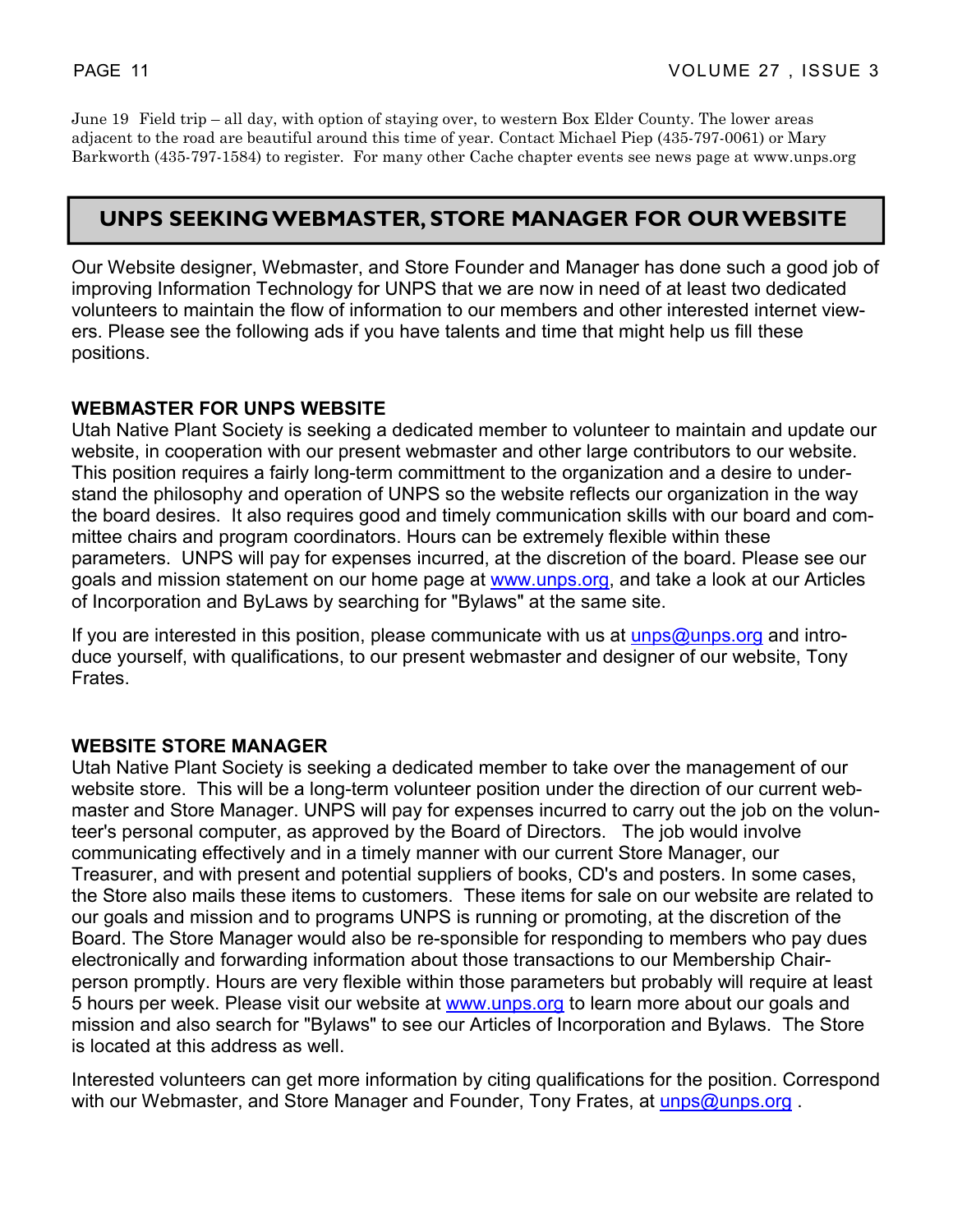June 19 Field trip – all day, with option of staying over, to western Box Elder County. The lower areas adjacent to the road are beautiful around this time of year. Contact Michael Piep (435-797-0061) or Mary Barkworth (435-797-1584) to register. For many other Cache chapter events see news page at www.unps.org

## UNPS SEEKING WEBMASTER, STORE MANAGER FOR OUR WEBSITE

Our Website designer, Webmaster, and Store Founder and Manager has done such a good job of improving Information Technology for UNPS that we are now in need of at least two dedicated volunteers to maintain the flow of information to our members and other interested internet viewers. Please see the following ads if you have talents and time that might help us fill these positions.

### WEBMASTER FOR UNPS WEBSITE

Utah Native Plant Society is seeking a dedicated member to volunteer to maintain and update our website, in cooperation with our present webmaster and other large contributors to our website. This position requires a fairly long-term committment to the organization and a desire to understand the philosophy and operation of UNPS so the website reflects our organization in the way the board desires. It also requires good and timely communication skills with our board and committee chairs and program coordinators. Hours can be extremely flexible within these parameters. UNPS will pay for expenses incurred, at the discretion of the board. Please see our goals and mission statement on our home page at www.unps.org, and take a look at our Articles of Incorporation and ByLaws by searching for "Bylaws" at the same site.

If you are interested in this position, please communicate with us at unps@unps.org and introduce yourself, with qualifications, to our present webmaster and designer of our website, Tony Frates.

### WEBSITE STORE MANAGER

Utah Native Plant Society is seeking a dedicated member to take over the management of our website store. This will be a long-term volunteer position under the direction of our current webmaster and Store Manager. UNPS will pay for expenses incurred to carry out the job on the volunteer's personal computer, as approved by the Board of Directors. The job would involve communicating effectively and in a timely manner with our current Store Manager, our Treasurer, and with present and potential suppliers of books, CD's and posters. In some cases, the Store also mails these items to customers. These items for sale on our website are related to our goals and mission and to programs UNPS is running or promoting, at the discretion of the Board. The Store Manager would also be re-sponsible for responding to members who pay dues electronically and forwarding information about those transactions to our Membership Chairperson promptly. Hours are very flexible within those parameters but probably will require at least 5 hours per week. Please visit our website at www.unps.org to learn more about our goals and mission and also search for "Bylaws" to see our Articles of Incorporation and Bylaws. The Store is located at this address as well.

Interested volunteers can get more information by citing qualifications for the position. Correspond with our Webmaster, and Store Manager and Founder, Tony Frates, at unps@unps.org .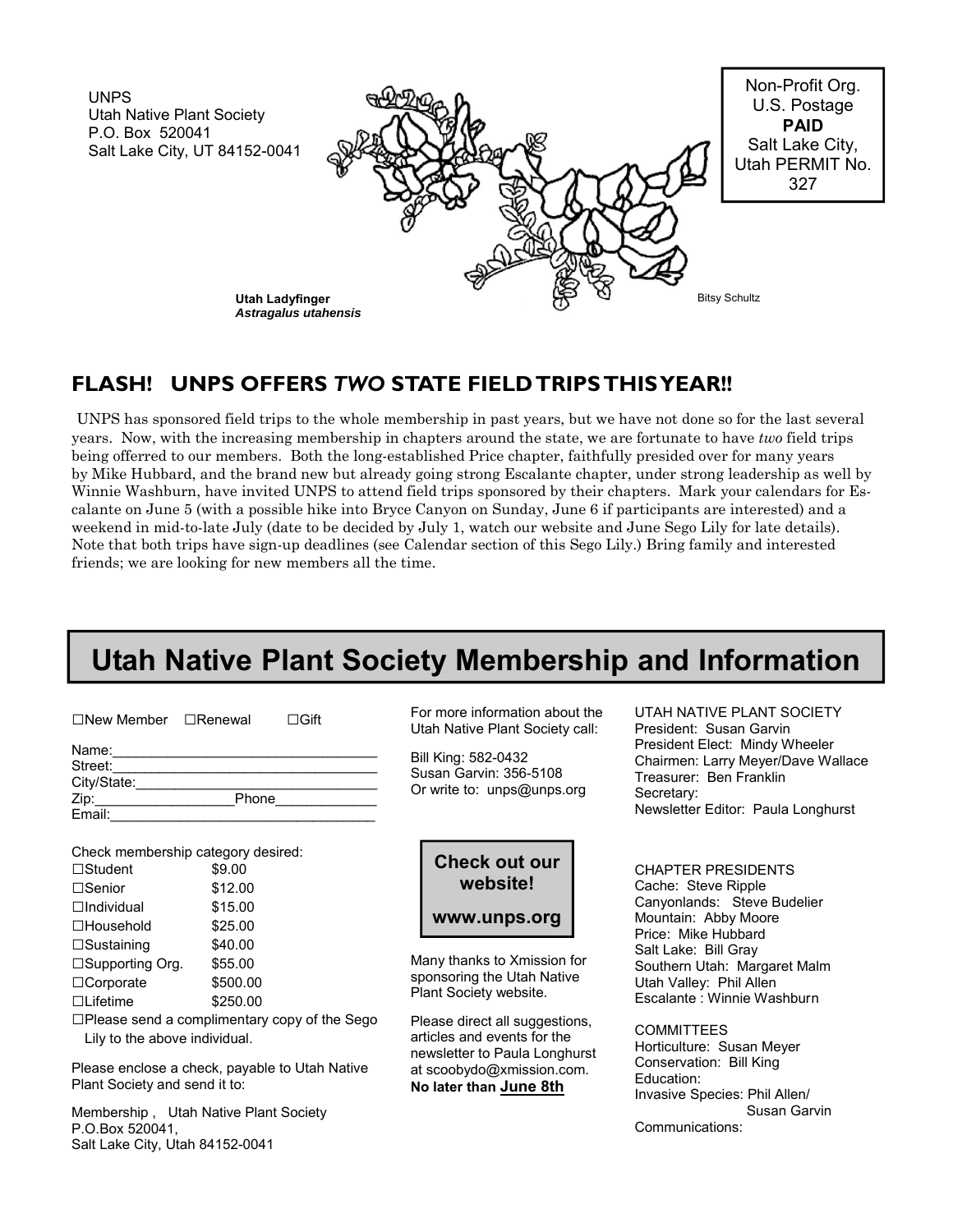UNPS
Utah Native Plant Society
P.O. Box 520041
Salt Lake City, UT 84152-0041

Non-Profit Org.
U.S. Postage
**PAID**
Salt Lake City, Utah PERMIT No. 327

**Utah Ladyfinger**
***Astragalus utahensis***

Bitsy Schultz

## FLASH! UNPS OFFERS *TWO* STATE FIELD TRIPS THIS YEAR!!

UNPS has sponsored field trips to the whole membership in past years, but we have not done so for the last several years. Now, with the increasing membership in chapters around the state, we are fortunate to have *two* field trips being offerred to our members. Both the long-established Price chapter, faithfully presided over for many years by Mike Hubbard, and the brand new but already going strong Escalante chapter, under strong leadership as well by Winnie Washburn, have invited UNPS to attend field trips sponsored by their chapters. Mark your calendars for Escalante on June 5 (with a possible hike into Bryce Canyon on Sunday, June 6 if participants are interested) and a weekend in mid-to-late July (date to be decided by July 1, watch our website and June Sego Lily for late details). Note that both trips have sign-up deadlines (see Calendar section of this Sego Lily.) Bring family and interested friends; we are looking for new members all the time.

# Utah Native Plant Society Membership and Information

☐New Member ☐Renewal ☐Gift

Name:___________________________________
Street:___________________________________
City/State:________________________________
Zip:__________________Phone_____________
Email:___________________________________

Check membership category desired:

| | |
|---|---|
| ☐Student | $9.00 |
| ☐Senior | $12.00 |
| ☐Individual | $15.00 |
| ☐Household | $25.00 |
| ☐Sustaining | $40.00 |
| ☐Supporting Org. | $55.00 |
| ☐Corporate | $500.00 |
| ☐Lifetime | $250.00 |

☐Please send a complimentary copy of the Sego Lily to the above individual.

Please enclose a check, payable to Utah Native Plant Society and send it to:

Membership , Utah Native Plant Society
P.O.Box 520041,
Salt Lake City, Utah 84152-0041

For more information about the Utah Native Plant Society call:

Bill King: 582-0432
Susan Garvin: 356-5108
Or write to: unps@unps.org

**Check out our website!**

**www.unps.org**

Many thanks to Xmission for sponsoring the Utah Native Plant Society website.

Please direct all suggestions, articles and events for the newsletter to Paula Longhurst at scoobydo@xmission.com. **No later than June 8th**

UTAH NATIVE PLANT SOCIETY
President: Susan Garvin
President Elect: Mindy Wheeler
Chairmen: Larry Meyer/Dave Wallace
Treasurer: Ben Franklin
Secretary:
Newsletter Editor: Paula Longhurst

CHAPTER PRESIDENTS
Cache: Steve Ripple
Canyonlands: Steve Budelier
Mountain: Abby Moore
Price: Mike Hubbard
Salt Lake: Bill Gray
Southern Utah: Margaret Malm
Utah Valley: Phil Allen
Escalante : Winnie Washburn

COMMITTEES
Horticulture: Susan Meyer
Conservation: Bill King
Education:
Invasive Species: Phil Allen/ Susan Garvin
Communications: